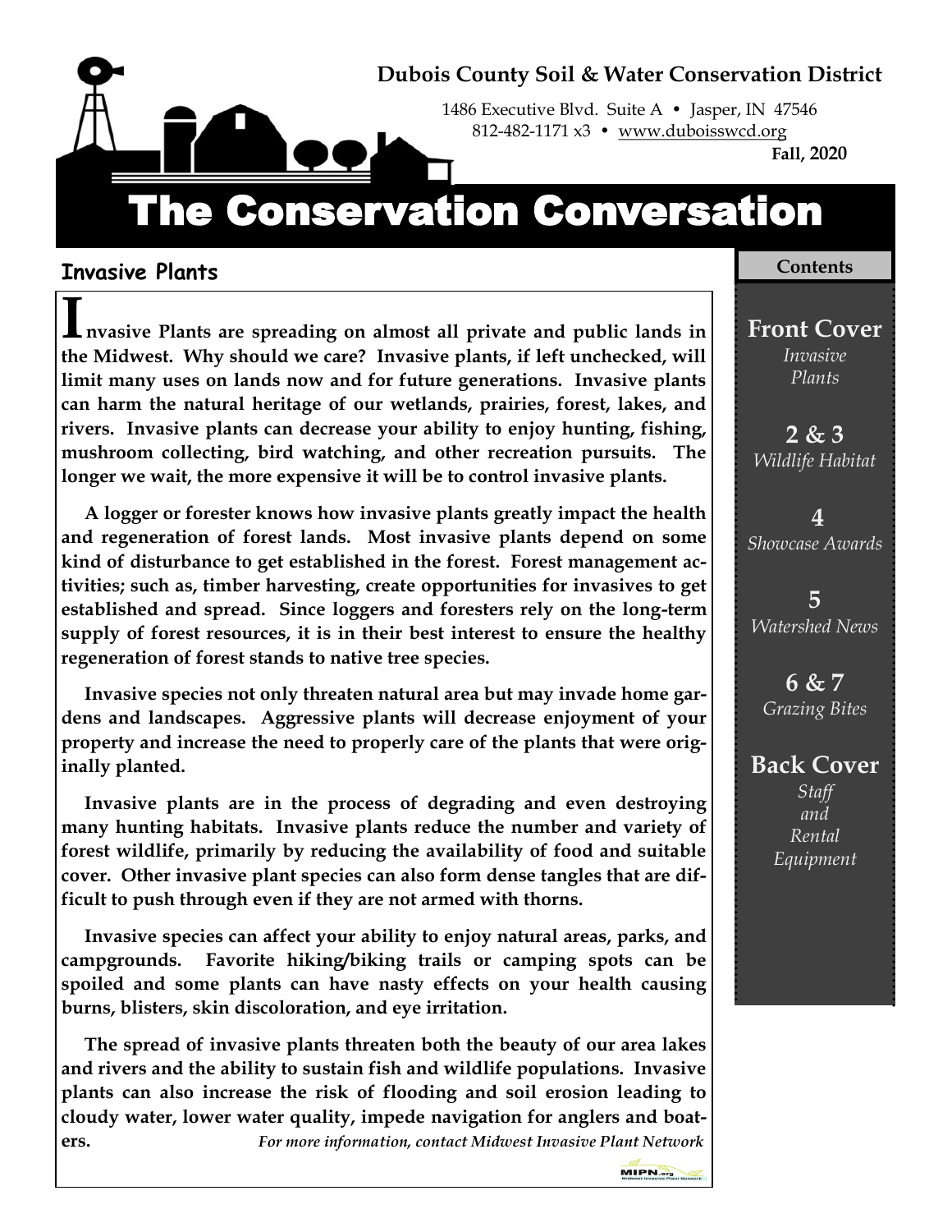**Dubois County Soil & Water Conservation District**

1486 Executive Blvd. Suite A • Jasper, IN 47546
812-482-1171 x3 • www.duboisswcd.org

**Fall, 2020**

# The Conservation Conversation

**Contents**

**Front Cover** *Invasive Plants*

**2 & 3** *Wildlife Habitat*

**4** *Showcase Awards*

**5** *Watershed News*

**6 & 7** *Grazing Bites*

**Back Cover** *Staff and Rental Equipment*

## Invasive Plants

**Invasive Plants are spreading on almost all private and public lands in the Midwest. Why should we care? Invasive plants, if left unchecked, will limit many uses on lands now and for future generations. Invasive plants can harm the natural heritage of our wetlands, prairies, forest, lakes, and rivers. Invasive plants can decrease your ability to enjoy hunting, fishing, mushroom collecting, bird watching, and other recreation pursuits. The longer we wait, the more expensive it will be to control invasive plants.**

**A logger or forester knows how invasive plants greatly impact the health and regeneration of forest lands. Most invasive plants depend on some kind of disturbance to get established in the forest. Forest management activities; such as, timber harvesting, create opportunities for invasives to get established and spread. Since loggers and foresters rely on the long-term supply of forest resources, it is in their best interest to ensure the healthy regeneration of forest stands to native tree species.**

**Invasive species not only threaten natural area but may invade home gardens and landscapes. Aggressive plants will decrease enjoyment of your property and increase the need to properly care of the plants that were originally planted.**

**Invasive plants are in the process of degrading and even destroying many hunting habitats. Invasive plants reduce the number and variety of forest wildlife, primarily by reducing the availability of food and suitable cover. Other invasive plant species can also form dense tangles that are difficult to push through even if they are not armed with thorns.**

**Invasive species can affect your ability to enjoy natural areas, parks, and campgrounds. Favorite hiking/biking trails or camping spots can be spoiled and some plants can have nasty effects on your health causing burns, blisters, skin discoloration, and eye irritation.**

**The spread of invasive plants threaten both the beauty of our area lakes and rivers and the ability to sustain fish and wildlife populations. Invasive plants can also increase the risk of flooding and soil erosion leading to cloudy water, lower water quality, impede navigation for anglers and boaters.**

***For more information, contact Midwest Invasive Plant Network***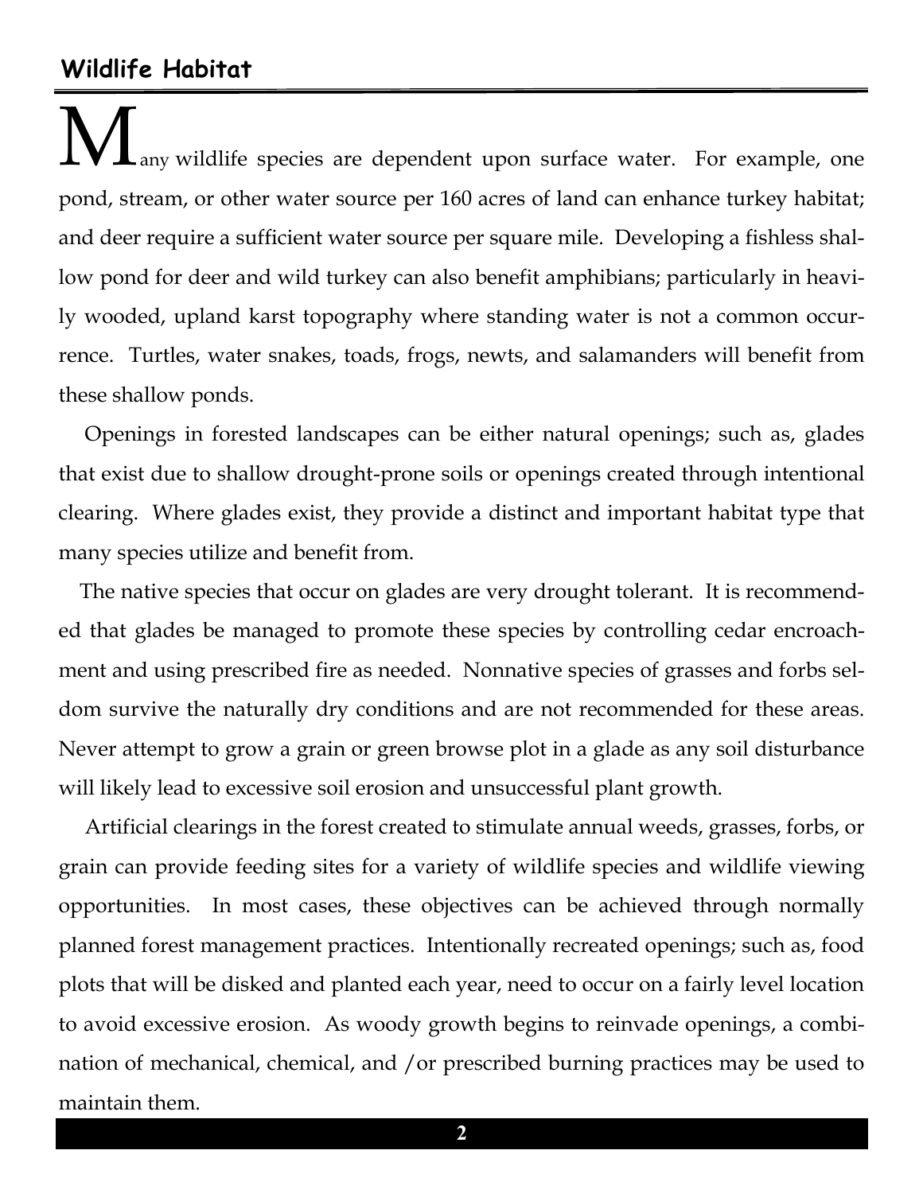## Wildlife Habitat

Many wildlife species are dependent upon surface water. For example, one pond, stream, or other water source per 160 acres of land can enhance turkey habitat; and deer require a sufficient water source per square mile. Developing a fishless shallow pond for deer and wild turkey can also benefit amphibians; particularly in heavily wooded, upland karst topography where standing water is not a common occurrence. Turtles, water snakes, toads, frogs, newts, and salamanders will benefit from these shallow ponds.

Openings in forested landscapes can be either natural openings; such as, glades that exist due to shallow drought-prone soils or openings created through intentional clearing. Where glades exist, they provide a distinct and important habitat type that many species utilize and benefit from.

The native species that occur on glades are very drought tolerant. It is recommended that glades be managed to promote these species by controlling cedar encroachment and using prescribed fire as needed. Nonnative species of grasses and forbs seldom survive the naturally dry conditions and are not recommended for these areas. Never attempt to grow a grain or green browse plot in a glade as any soil disturbance will likely lead to excessive soil erosion and unsuccessful plant growth.

Artificial clearings in the forest created to stimulate annual weeds, grasses, forbs, or grain can provide feeding sites for a variety of wildlife species and wildlife viewing opportunities. In most cases, these objectives can be achieved through normally planned forest management practices. Intentionally recreated openings; such as, food plots that will be disked and planted each year, need to occur on a fairly level location to avoid excessive erosion. As woody growth begins to reinvade openings, a combination of mechanical, chemical, and /or prescribed burning practices may be used to maintain them.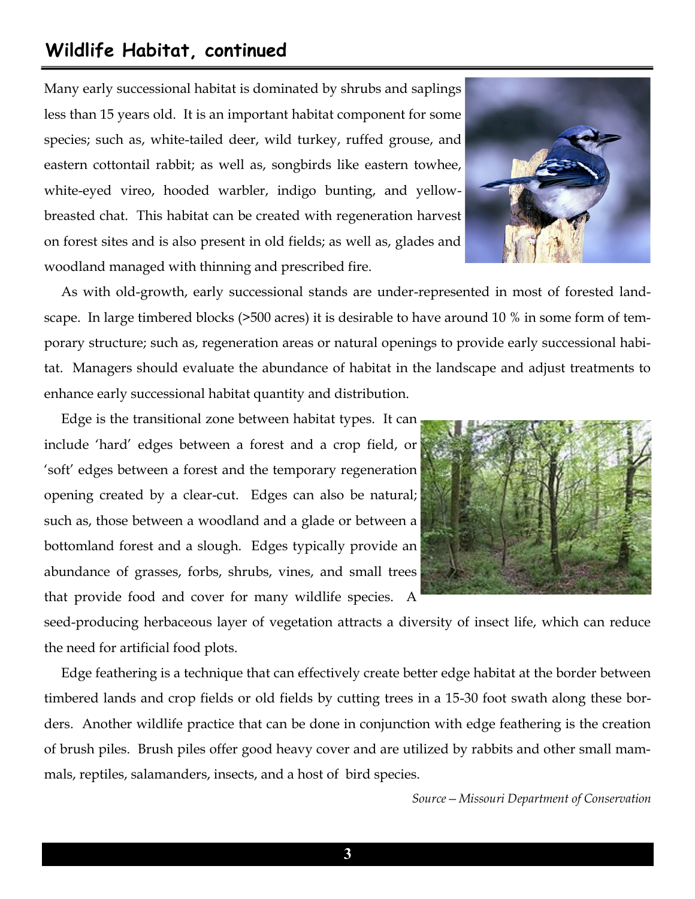## Wildlife Habitat, continued

Many early successional habitat is dominated by shrubs and saplings less than 15 years old. It is an important habitat component for some species; such as, white-tailed deer, wild turkey, ruffed grouse, and eastern cottontail rabbit; as well as, songbirds like eastern towhee, white-eyed vireo, hooded warbler, indigo bunting, and yellow-breasted chat. This habitat can be created with regeneration harvest on forest sites and is also present in old fields; as well as, glades and woodland managed with thinning and prescribed fire.

As with old-growth, early successional stands are under-represented in most of forested landscape. In large timbered blocks (>500 acres) it is desirable to have around 10 % in some form of temporary structure; such as, regeneration areas or natural openings to provide early successional habitat. Managers should evaluate the abundance of habitat in the landscape and adjust treatments to enhance early successional habitat quantity and distribution.

Edge is the transitional zone between habitat types. It can include 'hard' edges between a forest and a crop field, or 'soft' edges between a forest and the temporary regeneration opening created by a clear-cut. Edges can also be natural; such as, those between a woodland and a glade or between a bottomland forest and a slough. Edges typically provide an abundance of grasses, forbs, shrubs, vines, and small trees that provide food and cover for many wildlife species. A seed-producing herbaceous layer of vegetation attracts a diversity of insect life, which can reduce the need for artificial food plots.

Edge feathering is a technique that can effectively create better edge habitat at the border between timbered lands and crop fields or old fields by cutting trees in a 15-30 foot swath along these borders. Another wildlife practice that can be done in conjunction with edge feathering is the creation of brush piles. Brush piles offer good heavy cover and are utilized by rabbits and other small mammals, reptiles, salamanders, insects, and a host of bird species.

*Source – Missouri Department of Conservation*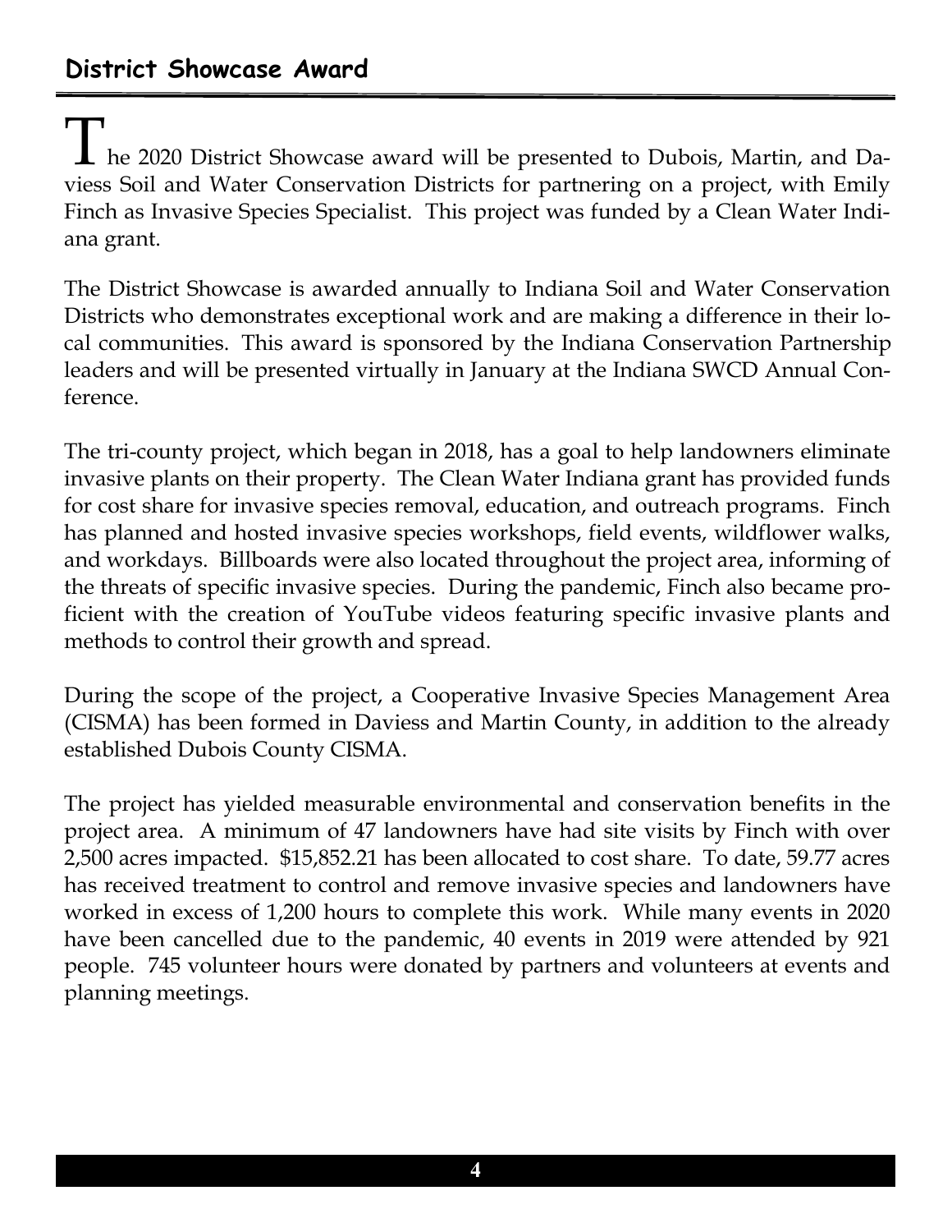## District Showcase Award

The 2020 District Showcase award will be presented to Dubois, Martin, and Daviess Soil and Water Conservation Districts for partnering on a project, with Emily Finch as Invasive Species Specialist. This project was funded by a Clean Water Indiana grant.

The District Showcase is awarded annually to Indiana Soil and Water Conservation Districts who demonstrates exceptional work and are making a difference in their local communities. This award is sponsored by the Indiana Conservation Partnership leaders and will be presented virtually in January at the Indiana SWCD Annual Conference.

The tri-county project, which began in 2018, has a goal to help landowners eliminate invasive plants on their property. The Clean Water Indiana grant has provided funds for cost share for invasive species removal, education, and outreach programs. Finch has planned and hosted invasive species workshops, field events, wildflower walks, and workdays. Billboards were also located throughout the project area, informing of the threats of specific invasive species. During the pandemic, Finch also became proficient with the creation of YouTube videos featuring specific invasive plants and methods to control their growth and spread.

During the scope of the project, a Cooperative Invasive Species Management Area (CISMA) has been formed in Daviess and Martin County, in addition to the already established Dubois County CISMA.

The project has yielded measurable environmental and conservation benefits in the project area. A minimum of 47 landowners have had site visits by Finch with over 2,500 acres impacted. $15,852.21 has been allocated to cost share. To date, 59.77 acres has received treatment to control and remove invasive species and landowners have worked in excess of 1,200 hours to complete this work. While many events in 2020 have been cancelled due to the pandemic, 40 events in 2019 were attended by 921 people. 745 volunteer hours were donated by partners and volunteers at events and planning meetings.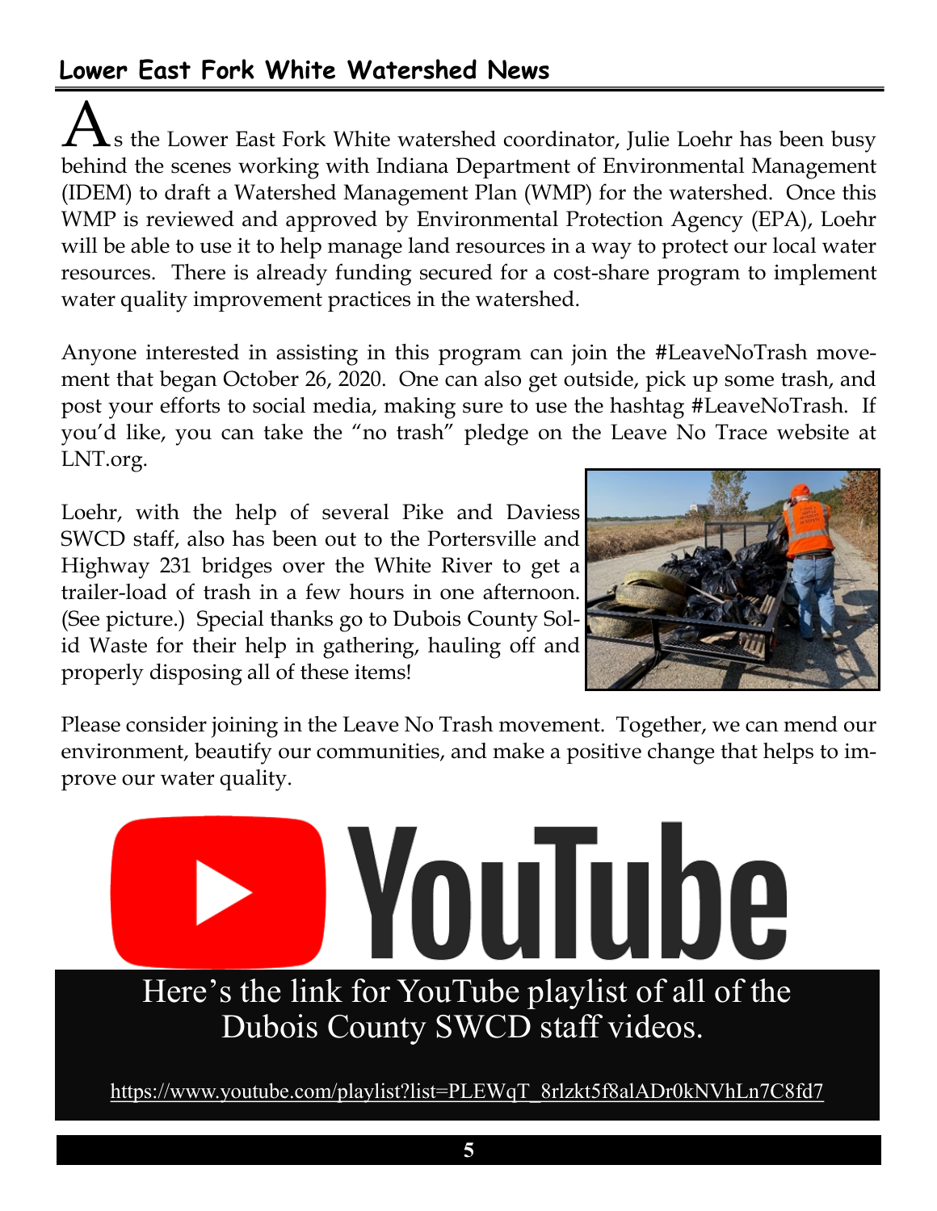## Lower East Fork White Watershed News

As the Lower East Fork White watershed coordinator, Julie Loehr has been busy behind the scenes working with Indiana Department of Environmental Management (IDEM) to draft a Watershed Management Plan (WMP) for the watershed. Once this WMP is reviewed and approved by Environmental Protection Agency (EPA), Loehr will be able to use it to help manage land resources in a way to protect our local water resources. There is already funding secured for a cost-share program to implement water quality improvement practices in the watershed.

Anyone interested in assisting in this program can join the #LeaveNoTrash movement that began October 26, 2020. One can also get outside, pick up some trash, and post your efforts to social media, making sure to use the hashtag #LeaveNoTrash. If you'd like, you can take the "no trash" pledge on the Leave No Trace website at LNT.org.

Loehr, with the help of several Pike and Daviess SWCD staff, also has been out to the Portersville and Highway 231 bridges over the White River to get a trailer-load of trash in a few hours in one afternoon. (See picture.) Special thanks go to Dubois County Solid Waste for their help in gathering, hauling off and properly disposing all of these items!

Please consider joining in the Leave No Trash movement. Together, we can mend our environment, beautify our communities, and make a positive change that helps to improve our water quality.

YouTube

Here's the link for YouTube playlist of all of the Dubois County SWCD staff videos.

https://www.youtube.com/playlist?list=PLEWqT_8rlzkt5f8alADr0kNVhLn7C8fd7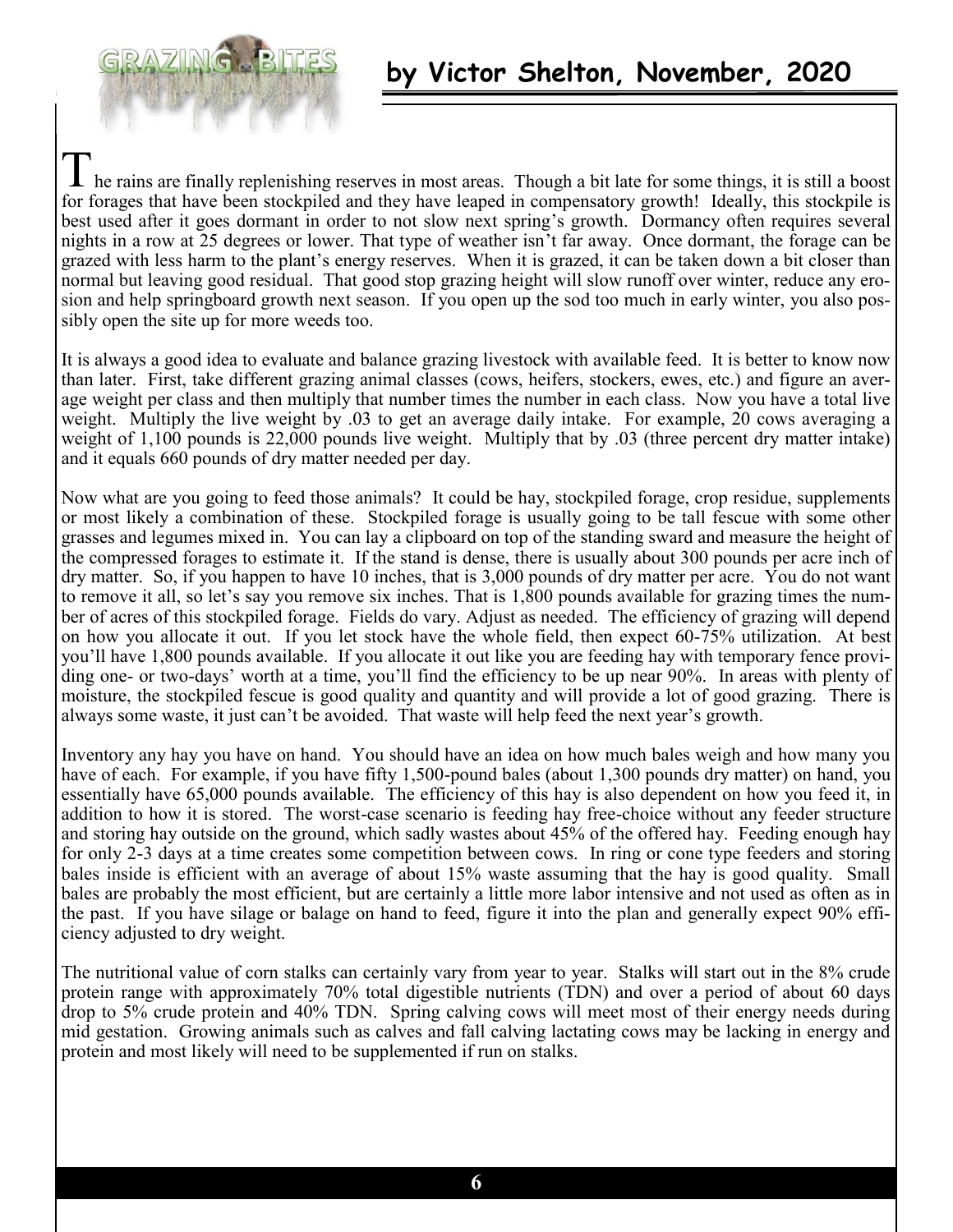# GRAZING BITES

## by Victor Shelton, November, 2020

The rains are finally replenishing reserves in most areas. Though a bit late for some things, it is still a boost for forages that have been stockpiled and they have leaped in compensatory growth! Ideally, this stockpile is best used after it goes dormant in order to not slow next spring's growth. Dormancy often requires several nights in a row at 25 degrees or lower. That type of weather isn't far away. Once dormant, the forage can be grazed with less harm to the plant's energy reserves. When it is grazed, it can be taken down a bit closer than normal but leaving good residual. That good stop grazing height will slow runoff over winter, reduce any erosion and help springboard growth next season. If you open up the sod too much in early winter, you also possibly open the site up for more weeds too.

It is always a good idea to evaluate and balance grazing livestock with available feed. It is better to know now than later. First, take different grazing animal classes (cows, heifers, stockers, ewes, etc.) and figure an average weight per class and then multiply that number times the number in each class. Now you have a total live weight. Multiply the live weight by .03 to get an average daily intake. For example, 20 cows averaging a weight of 1,100 pounds is 22,000 pounds live weight. Multiply that by .03 (three percent dry matter intake) and it equals 660 pounds of dry matter needed per day.

Now what are you going to feed those animals? It could be hay, stockpiled forage, crop residue, supplements or most likely a combination of these. Stockpiled forage is usually going to be tall fescue with some other grasses and legumes mixed in. You can lay a clipboard on top of the standing sward and measure the height of the compressed forages to estimate it. If the stand is dense, there is usually about 300 pounds per acre inch of dry matter. So, if you happen to have 10 inches, that is 3,000 pounds of dry matter per acre. You do not want to remove it all, so let's say you remove six inches. That is 1,800 pounds available for grazing times the number of acres of this stockpiled forage. Fields do vary. Adjust as needed. The efficiency of grazing will depend on how you allocate it out. If you let stock have the whole field, then expect 60-75% utilization. At best you'll have 1,800 pounds available. If you allocate it out like you are feeding hay with temporary fence providing one- or two-days' worth at a time, you'll find the efficiency to be up near 90%. In areas with plenty of moisture, the stockpiled fescue is good quality and quantity and will provide a lot of good grazing. There is always some waste, it just can't be avoided. That waste will help feed the next year's growth.

Inventory any hay you have on hand. You should have an idea on how much bales weigh and how many you have of each. For example, if you have fifty 1,500-pound bales (about 1,300 pounds dry matter) on hand, you essentially have 65,000 pounds available. The efficiency of this hay is also dependent on how you feed it, in addition to how it is stored. The worst-case scenario is feeding hay free-choice without any feeder structure and storing hay outside on the ground, which sadly wastes about 45% of the offered hay. Feeding enough hay for only 2-3 days at a time creates some competition between cows. In ring or cone type feeders and storing bales inside is efficient with an average of about 15% waste assuming that the hay is good quality. Small bales are probably the most efficient, but are certainly a little more labor intensive and not used as often as in the past. If you have silage or balage on hand to feed, figure it into the plan and generally expect 90% efficiency adjusted to dry weight.

The nutritional value of corn stalks can certainly vary from year to year. Stalks will start out in the 8% crude protein range with approximately 70% total digestible nutrients (TDN) and over a period of about 60 days drop to 5% crude protein and 40% TDN. Spring calving cows will meet most of their energy needs during mid gestation. Growing animals such as calves and fall calving lactating cows may be lacking in energy and protein and most likely will need to be supplemented if run on stalks.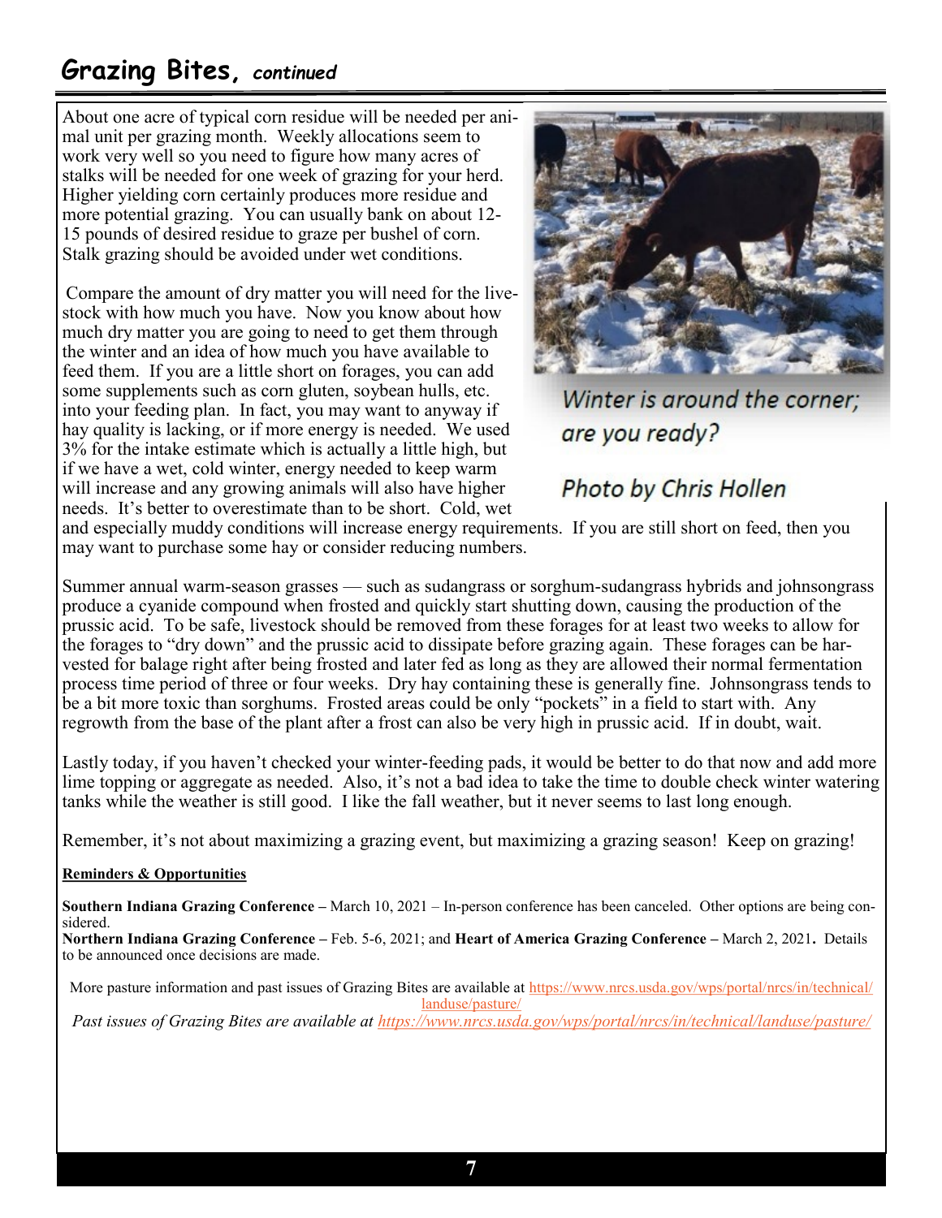## Grazing Bites, *continued*

About one acre of typical corn residue will be needed per animal unit per grazing month. Weekly allocations seem to work very well so you need to figure how many acres of stalks will be needed for one week of grazing for your herd. Higher yielding corn certainly produces more residue and more potential grazing. You can usually bank on about 12-15 pounds of desired residue to graze per bushel of corn. Stalk grazing should be avoided under wet conditions.

Compare the amount of dry matter you will need for the livestock with how much you have. Now you know about how much dry matter you are going to need to get them through the winter and an idea of how much you have available to feed them. If you are a little short on forages, you can add some supplements such as corn gluten, soybean hulls, etc. into your feeding plan. In fact, you may want to anyway if hay quality is lacking, or if more energy is needed. We used 3% for the intake estimate which is actually a little high, but if we have a wet, cold winter, energy needed to keep warm will increase and any growing animals will also have higher needs. It's better to overestimate than to be short. Cold, wet and especially muddy conditions will increase energy requirements. If you are still short on feed, then you may want to purchase some hay or consider reducing numbers.

*Winter is around the corner; are you ready?*

*Photo by Chris Hollen*

Summer annual warm-season grasses — such as sudangrass or sorghum-sudangrass hybrids and johnsongrass produce a cyanide compound when frosted and quickly start shutting down, causing the production of the prussic acid. To be safe, livestock should be removed from these forages for at least two weeks to allow for the forages to "dry down" and the prussic acid to dissipate before grazing again. These forages can be harvested for balage right after being frosted and later fed as long as they are allowed their normal fermentation process time period of three or four weeks. Dry hay containing these is generally fine. Johnsongrass tends to be a bit more toxic than sorghums. Frosted areas could be only "pockets" in a field to start with. Any regrowth from the base of the plant after a frost can also be very high in prussic acid. If in doubt, wait.

Lastly today, if you haven't checked your winter-feeding pads, it would be better to do that now and add more lime topping or aggregate as needed. Also, it's not a bad idea to take the time to double check winter watering tanks while the weather is still good. I like the fall weather, but it never seems to last long enough.

Remember, it's not about maximizing a grazing event, but maximizing a grazing season! Keep on grazing!

**Reminders & Opportunities**

**Southern Indiana Grazing Conference –** March 10, 2021 – In-person conference has been canceled. Other options are being considered.

**Northern Indiana Grazing Conference –** Feb. 5-6, 2021; and **Heart of America Grazing Conference –** March 2, 2021**.** Details to be announced once decisions are made.

More pasture information and past issues of Grazing Bites are available at https://www.nrcs.usda.gov/wps/portal/nrcs/in/technical/landuse/pasture/

*Past issues of Grazing Bites are available at https://www.nrcs.usda.gov/wps/portal/nrcs/in/technical/landuse/pasture/*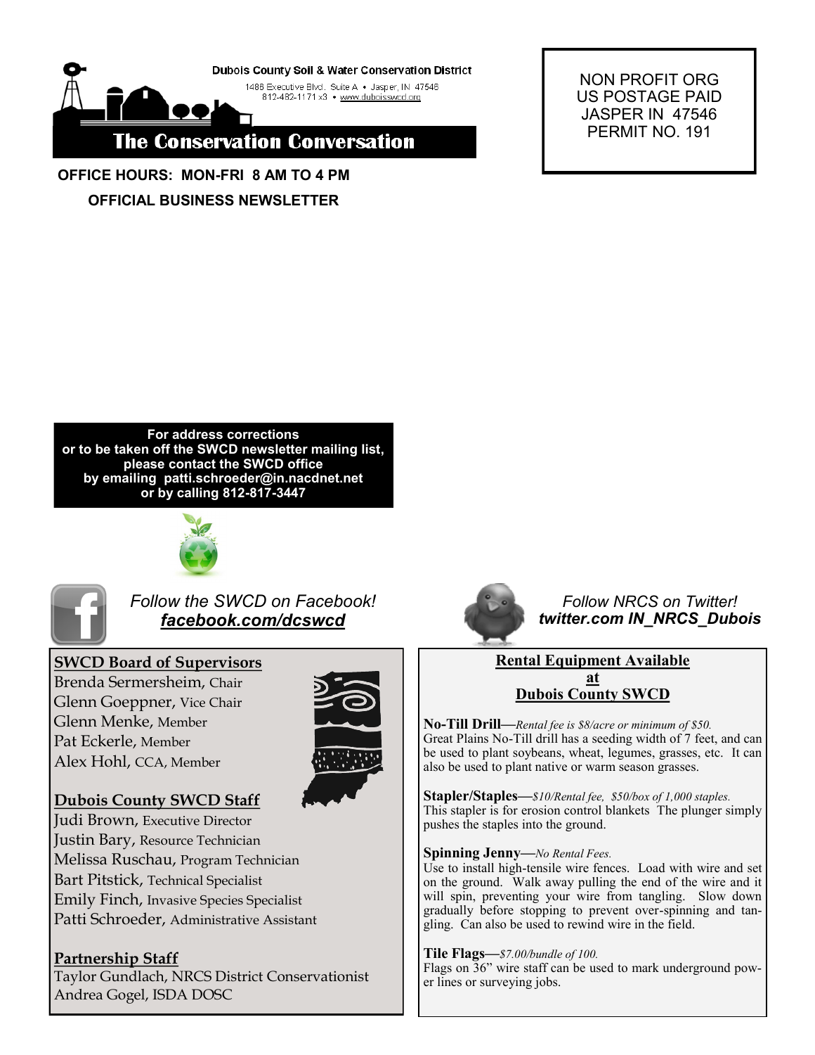Dubois County Soil & Water Conservation District

1486 Executive Blvd., Suite A • Jasper, IN 47546
812-482-1171 x3 • www.duboisswcd.org

# The Conservation Conversation

NON PROFIT ORG
US POSTAGE PAID
JASPER IN 47546
PERMIT NO. 191

**OFFICE HOURS: MON-FRI 8 AM TO 4 PM**

**OFFICIAL BUSINESS NEWSLETTER**

**For address corrections or to be taken off the SWCD newsletter mailing list, please contact the SWCD office by emailing patti.schroeder@in.nacdnet.net or by calling 812-817-3447**

*Follow the SWCD on Facebook!*
***facebook.com/dcswcd***

*Follow NRCS on Twitter!*
***twitter.com IN_NRCS_Dubois***

## SWCD Board of Supervisors

Brenda Sermersheim, Chair
Glenn Goeppner, Vice Chair
Glenn Menke, Member
Pat Eckerle, Member
Alex Hohl, CCA, Member

## Dubois County SWCD Staff

Judi Brown, Executive Director
Justin Bary, Resource Technician
Melissa Ruschau, Program Technician
Bart Pitstick, Technical Specialist
Emily Finch, Invasive Species Specialist
Patti Schroeder, Administrative Assistant

## Partnership Staff

Taylor Gundlach, NRCS District Conservationist
Andrea Gogel, ISDA DOSC

## Rental Equipment Available at Dubois County SWCD

**No-Till Drill—***Rental fee is $8/acre or minimum of $50.*
Great Plains No-Till drill has a seeding width of 7 feet, and can be used to plant soybeans, wheat, legumes, grasses, etc. It can also be used to plant native or warm season grasses.

**Stapler/Staples—***$10/Rental fee, $50/box of 1,000 staples.*
This stapler is for erosion control blankets The plunger simply pushes the staples into the ground.

**Spinning Jenny—***No Rental Fees.*
Use to install high-tensile wire fences. Load with wire and set on the ground. Walk away pulling the end of the wire and it will spin, preventing your wire from tangling. Slow down gradually before stopping to prevent over-spinning and tangling. Can also be used to rewind wire in the field.

**Tile Flags—***$7.00/bundle of 100.*
Flags on 36" wire staff can be used to mark underground power lines or surveying jobs.